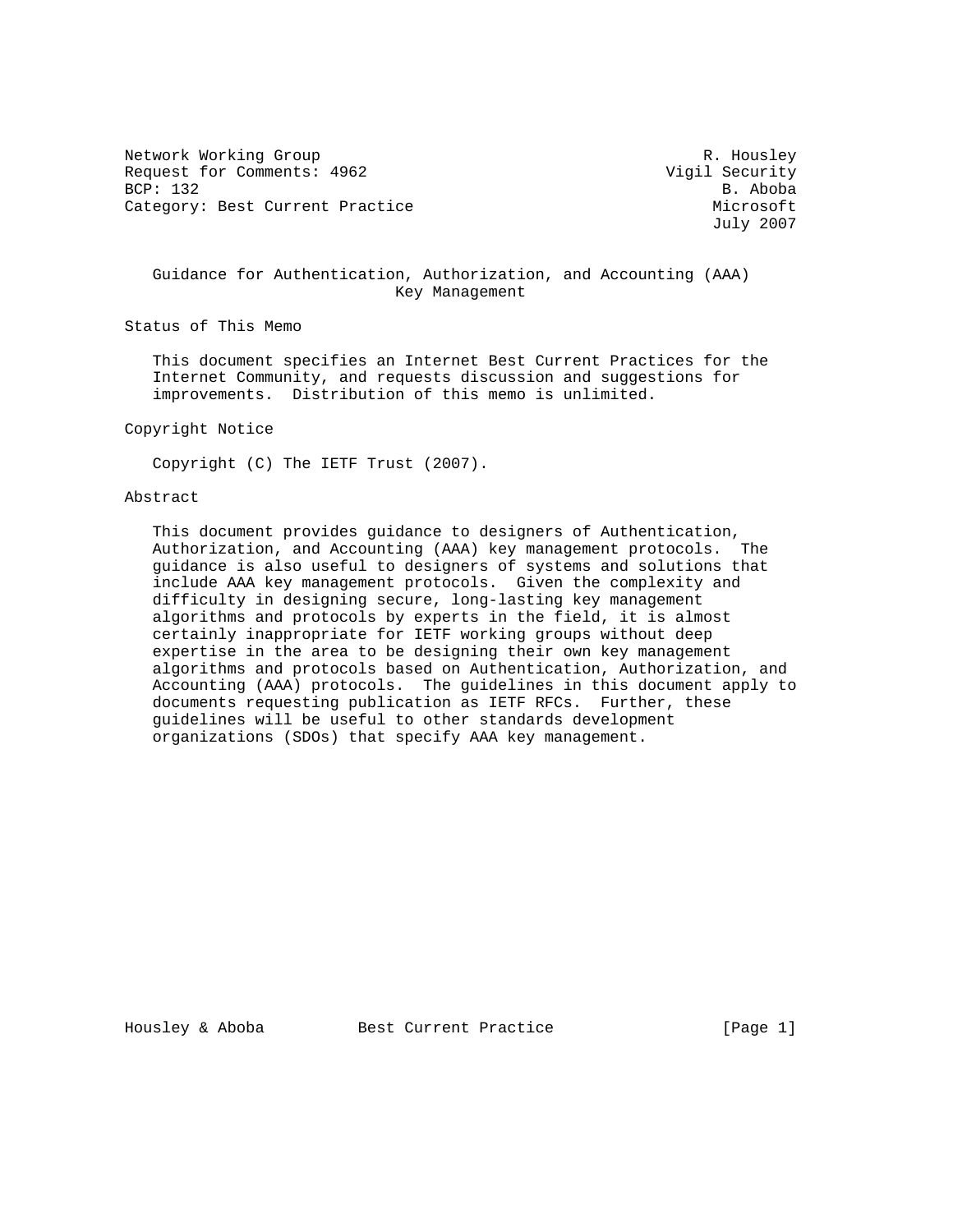Network Working Group R. Housley
Request for Comments: 4962 Vigil Security
BCP: 132 B. Aboba
Category: Best Current Practice Microsoft
July 2007

# Guidance for Authentication, Authorization, and Accounting (AAA) Key Management

## Status of This Memo

This document specifies an Internet Best Current Practices for the Internet Community, and requests discussion and suggestions for improvements. Distribution of this memo is unlimited.

## Copyright Notice

Copyright (C) The IETF Trust (2007).

## Abstract

This document provides guidance to designers of Authentication, Authorization, and Accounting (AAA) key management protocols. The guidance is also useful to designers of systems and solutions that include AAA key management protocols. Given the complexity and difficulty in designing secure, long-lasting key management algorithms and protocols by experts in the field, it is almost certainly inappropriate for IETF working groups without deep expertise in the area to be designing their own key management algorithms and protocols based on Authentication, Authorization, and Accounting (AAA) protocols. The guidelines in this document apply to documents requesting publication as IETF RFCs. Further, these guidelines will be useful to other standards development organizations (SDOs) that specify AAA key management.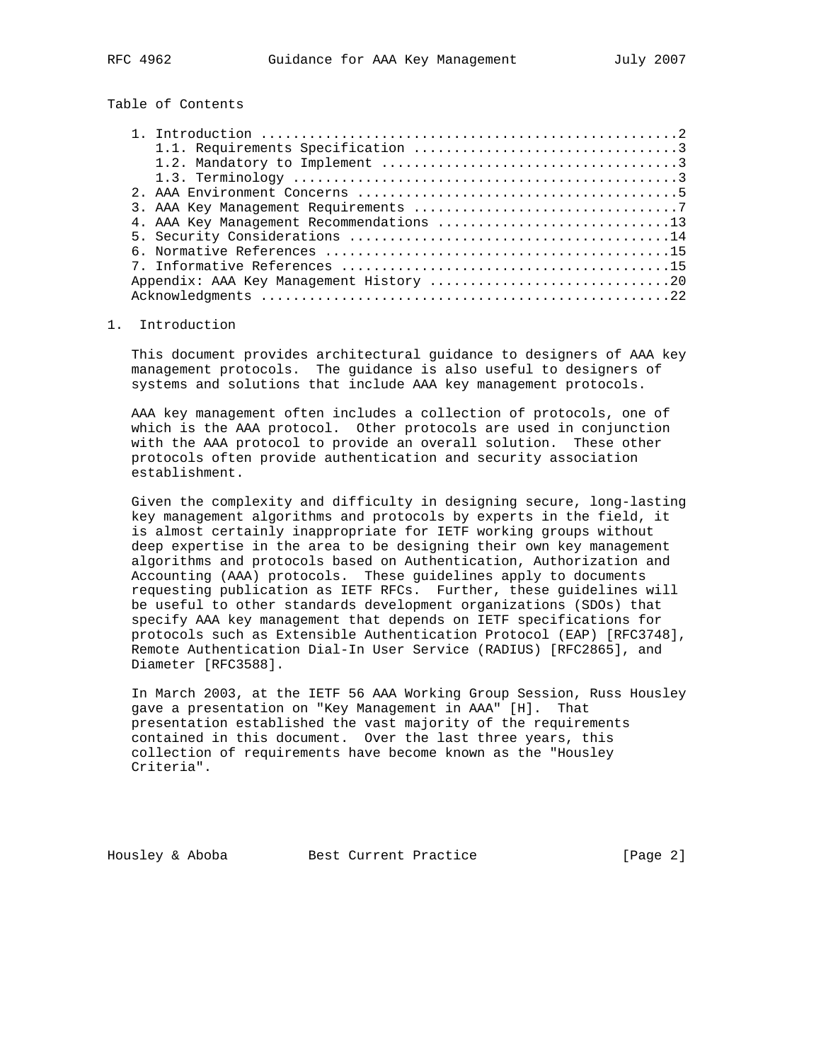Table of Contents

1. Introduction ....................................................2
   1.1. Requirements Specification ................................3
   1.2. Mandatory to Implement ....................................3
   1.3. Terminology ...............................................3
2. AAA Environment Concerns .......................................5
3. AAA Key Management Requirements ................................7
4. AAA Key Management Recommendations ............................13
5. Security Considerations .......................................14
6. Normative References ..........................................15
7. Informative References ........................................15
Appendix: AAA Key Management History .............................20
Acknowledgments ..................................................22

# 1. Introduction

This document provides architectural guidance to designers of AAA key management protocols. The guidance is also useful to designers of systems and solutions that include AAA key management protocols.

AAA key management often includes a collection of protocols, one of which is the AAA protocol. Other protocols are used in conjunction with the AAA protocol to provide an overall solution. These other protocols often provide authentication and security association establishment.

Given the complexity and difficulty in designing secure, long-lasting key management algorithms and protocols by experts in the field, it is almost certainly inappropriate for IETF working groups without deep expertise in the area to be designing their own key management algorithms and protocols based on Authentication, Authorization and Accounting (AAA) protocols. These guidelines apply to documents requesting publication as IETF RFCs. Further, these guidelines will be useful to other standards development organizations (SDOs) that specify AAA key management that depends on IETF specifications for protocols such as Extensible Authentication Protocol (EAP) [RFC3748], Remote Authentication Dial-In User Service (RADIUS) [RFC2865], and Diameter [RFC3588].

In March 2003, at the IETF 56 AAA Working Group Session, Russ Housley gave a presentation on "Key Management in AAA" [H]. That presentation established the vast majority of the requirements contained in this document. Over the last three years, this collection of requirements have become known as the "Housley Criteria".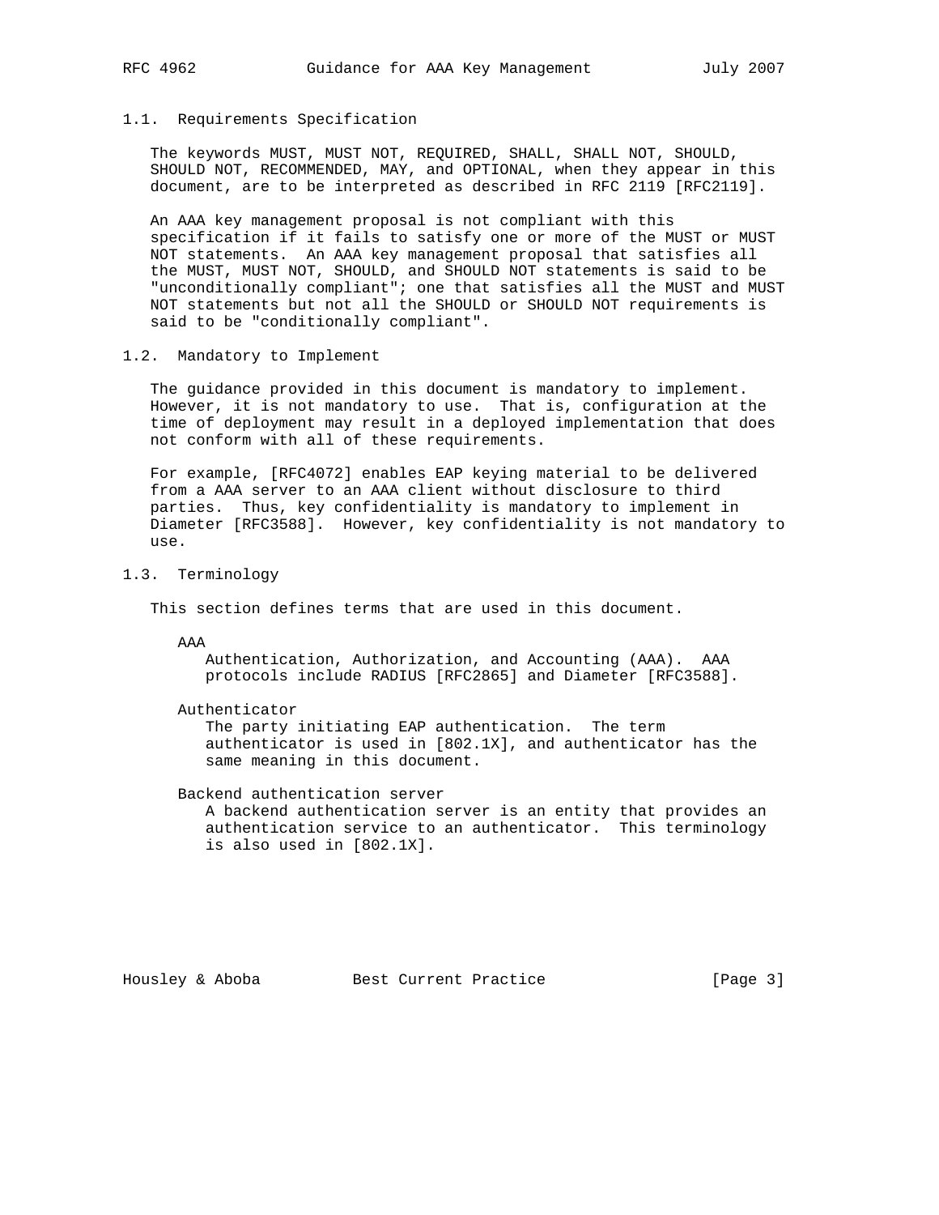### 1.1. Requirements Specification

The keywords MUST, MUST NOT, REQUIRED, SHALL, SHALL NOT, SHOULD, SHOULD NOT, RECOMMENDED, MAY, and OPTIONAL, when they appear in this document, are to be interpreted as described in RFC 2119 [RFC2119].

An AAA key management proposal is not compliant with this specification if it fails to satisfy one or more of the MUST or MUST NOT statements. An AAA key management proposal that satisfies all the MUST, MUST NOT, SHOULD, and SHOULD NOT statements is said to be "unconditionally compliant"; one that satisfies all the MUST and MUST NOT statements but not all the SHOULD or SHOULD NOT requirements is said to be "conditionally compliant".

### 1.2. Mandatory to Implement

The guidance provided in this document is mandatory to implement. However, it is not mandatory to use. That is, configuration at the time of deployment may result in a deployed implementation that does not conform with all of these requirements.

For example, [RFC4072] enables EAP keying material to be delivered from a AAA server to an AAA client without disclosure to third parties. Thus, key confidentiality is mandatory to implement in Diameter [RFC3588]. However, key confidentiality is not mandatory to use.

### 1.3. Terminology

This section defines terms that are used in this document.

AAA
: Authentication, Authorization, and Accounting (AAA). AAA protocols include RADIUS [RFC2865] and Diameter [RFC3588].

Authenticator
: The party initiating EAP authentication. The term authenticator is used in [802.1X], and authenticator has the same meaning in this document.

Backend authentication server
: A backend authentication server is an entity that provides an authentication service to an authenticator. This terminology is also used in [802.1X].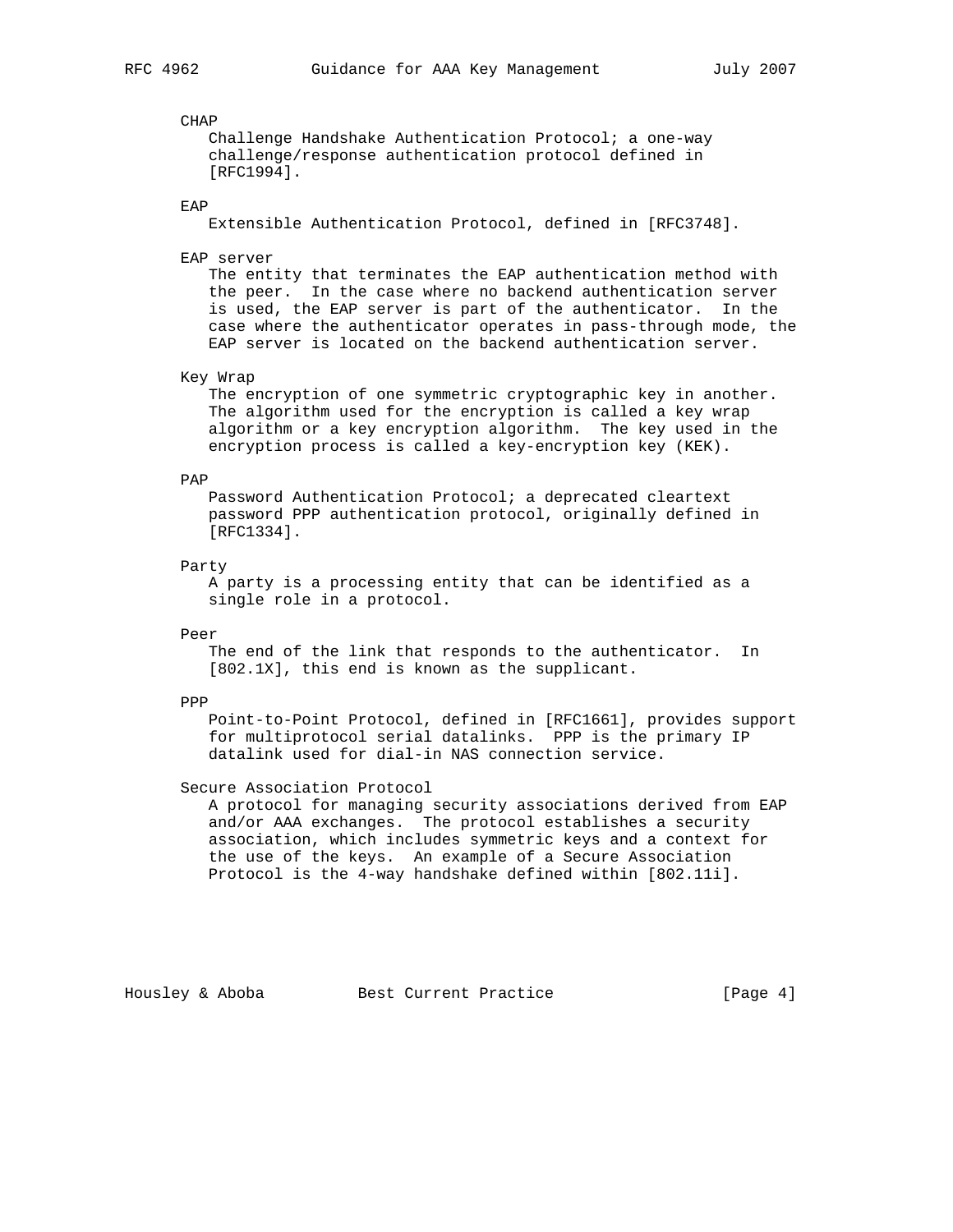CHAP
   Challenge Handshake Authentication Protocol; a one-way challenge/response authentication protocol defined in [RFC1994].

EAP
   Extensible Authentication Protocol, defined in [RFC3748].

EAP server
   The entity that terminates the EAP authentication method with the peer. In the case where no backend authentication server is used, the EAP server is part of the authenticator. In the case where the authenticator operates in pass-through mode, the EAP server is located on the backend authentication server.

Key Wrap
   The encryption of one symmetric cryptographic key in another. The algorithm used for the encryption is called a key wrap algorithm or a key encryption algorithm. The key used in the encryption process is called a key-encryption key (KEK).

PAP
   Password Authentication Protocol; a deprecated cleartext password PPP authentication protocol, originally defined in [RFC1334].

Party
   A party is a processing entity that can be identified as a single role in a protocol.

Peer
   The end of the link that responds to the authenticator. In [802.1X], this end is known as the supplicant.

PPP
   Point-to-Point Protocol, defined in [RFC1661], provides support for multiprotocol serial datalinks. PPP is the primary IP datalink used for dial-in NAS connection service.

Secure Association Protocol
   A protocol for managing security associations derived from EAP and/or AAA exchanges. The protocol establishes a security association, which includes symmetric keys and a context for the use of the keys. An example of a Secure Association Protocol is the 4-way handshake defined within [802.11i].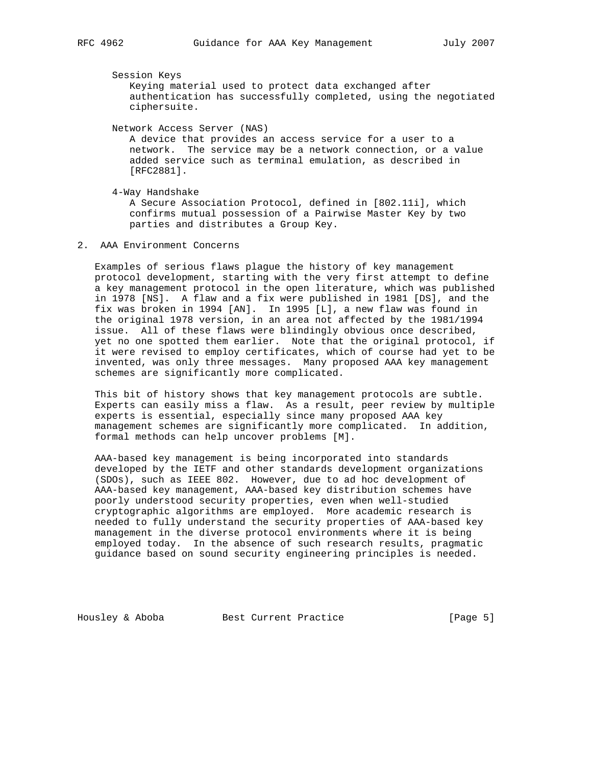Session Keys
: Keying material used to protect data exchanged after authentication has successfully completed, using the negotiated ciphersuite.

Network Access Server (NAS)
: A device that provides an access service for a user to a network. The service may be a network connection, or a value added service such as terminal emulation, as described in [RFC2881].

4-Way Handshake
: A Secure Association Protocol, defined in [802.11i], which confirms mutual possession of a Pairwise Master Key by two parties and distributes a Group Key.

## 2. AAA Environment Concerns

Examples of serious flaws plague the history of key management protocol development, starting with the very first attempt to define a key management protocol in the open literature, which was published in 1978 [NS]. A flaw and a fix were published in 1981 [DS], and the fix was broken in 1994 [AN]. In 1995 [L], a new flaw was found in the original 1978 version, in an area not affected by the 1981/1994 issue. All of these flaws were blindingly obvious once described, yet no one spotted them earlier. Note that the original protocol, if it were revised to employ certificates, which of course had yet to be invented, was only three messages. Many proposed AAA key management schemes are significantly more complicated.

This bit of history shows that key management protocols are subtle. Experts can easily miss a flaw. As a result, peer review by multiple experts is essential, especially since many proposed AAA key management schemes are significantly more complicated. In addition, formal methods can help uncover problems [M].

AAA-based key management is being incorporated into standards developed by the IETF and other standards development organizations (SDOs), such as IEEE 802. However, due to ad hoc development of AAA-based key management, AAA-based key distribution schemes have poorly understood security properties, even when well-studied cryptographic algorithms are employed. More academic research is needed to fully understand the security properties of AAA-based key management in the diverse protocol environments where it is being employed today. In the absence of such research results, pragmatic guidance based on sound security engineering principles is needed.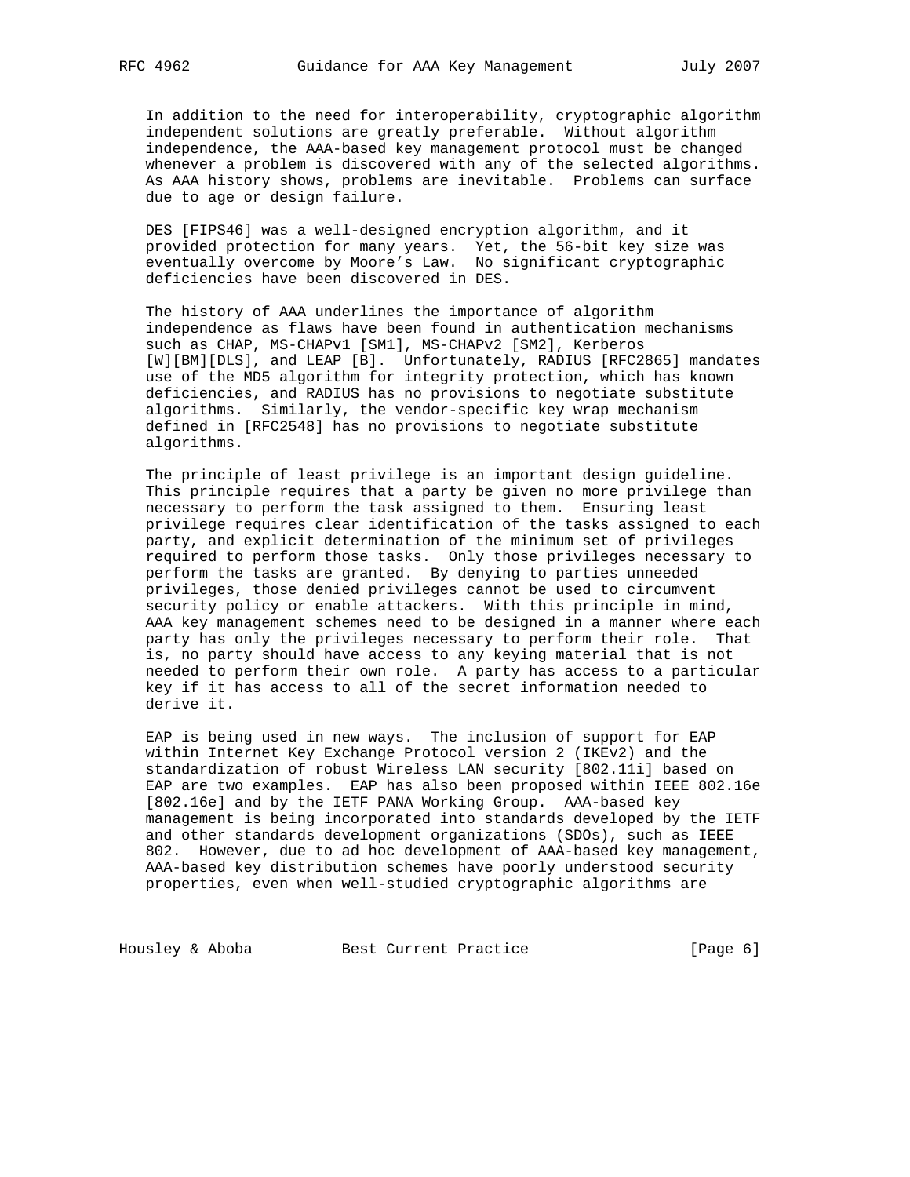In addition to the need for interoperability, cryptographic algorithm independent solutions are greatly preferable. Without algorithm independence, the AAA-based key management protocol must be changed whenever a problem is discovered with any of the selected algorithms. As AAA history shows, problems are inevitable. Problems can surface due to age or design failure.

DES [FIPS46] was a well-designed encryption algorithm, and it provided protection for many years. Yet, the 56-bit key size was eventually overcome by Moore's Law. No significant cryptographic deficiencies have been discovered in DES.

The history of AAA underlines the importance of algorithm independence as flaws have been found in authentication mechanisms such as CHAP, MS-CHAPv1 [SM1], MS-CHAPv2 [SM2], Kerberos [W][BM][DLS], and LEAP [B]. Unfortunately, RADIUS [RFC2865] mandates use of the MD5 algorithm for integrity protection, which has known deficiencies, and RADIUS has no provisions to negotiate substitute algorithms. Similarly, the vendor-specific key wrap mechanism defined in [RFC2548] has no provisions to negotiate substitute algorithms.

The principle of least privilege is an important design guideline. This principle requires that a party be given no more privilege than necessary to perform the task assigned to them. Ensuring least privilege requires clear identification of the tasks assigned to each party, and explicit determination of the minimum set of privileges required to perform those tasks. Only those privileges necessary to perform the tasks are granted. By denying to parties unneeded privileges, those denied privileges cannot be used to circumvent security policy or enable attackers. With this principle in mind, AAA key management schemes need to be designed in a manner where each party has only the privileges necessary to perform their role. That is, no party should have access to any keying material that is not needed to perform their own role. A party has access to a particular key if it has access to all of the secret information needed to derive it.

EAP is being used in new ways. The inclusion of support for EAP within Internet Key Exchange Protocol version 2 (IKEv2) and the standardization of robust Wireless LAN security [802.11i] based on EAP are two examples. EAP has also been proposed within IEEE 802.16e [802.16e] and by the IETF PANA Working Group. AAA-based key management is being incorporated into standards developed by the IETF and other standards development organizations (SDOs), such as IEEE 802. However, due to ad hoc development of AAA-based key management, AAA-based key distribution schemes have poorly understood security properties, even when well-studied cryptographic algorithms are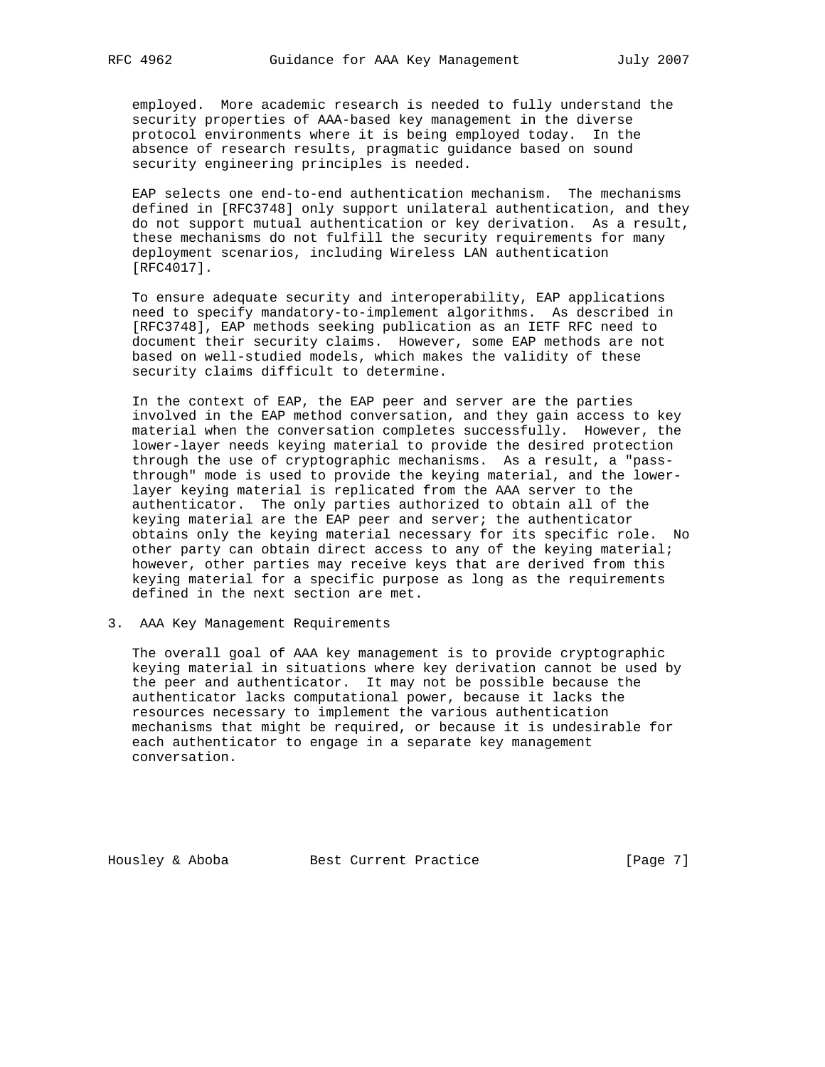employed. More academic research is needed to fully understand the security properties of AAA-based key management in the diverse protocol environments where it is being employed today. In the absence of research results, pragmatic guidance based on sound security engineering principles is needed.

EAP selects one end-to-end authentication mechanism. The mechanisms defined in [RFC3748] only support unilateral authentication, and they do not support mutual authentication or key derivation. As a result, these mechanisms do not fulfill the security requirements for many deployment scenarios, including Wireless LAN authentication [RFC4017].

To ensure adequate security and interoperability, EAP applications need to specify mandatory-to-implement algorithms. As described in [RFC3748], EAP methods seeking publication as an IETF RFC need to document their security claims. However, some EAP methods are not based on well-studied models, which makes the validity of these security claims difficult to determine.

In the context of EAP, the EAP peer and server are the parties involved in the EAP method conversation, and they gain access to key material when the conversation completes successfully. However, the lower-layer needs keying material to provide the desired protection through the use of cryptographic mechanisms. As a result, a "pass-through" mode is used to provide the keying material, and the lower-layer keying material is replicated from the AAA server to the authenticator. The only parties authorized to obtain all of the keying material are the EAP peer and server; the authenticator obtains only the keying material necessary for its specific role. No other party can obtain direct access to any of the keying material; however, other parties may receive keys that are derived from this keying material for a specific purpose as long as the requirements defined in the next section are met.

## 3. AAA Key Management Requirements

The overall goal of AAA key management is to provide cryptographic keying material in situations where key derivation cannot be used by the peer and authenticator. It may not be possible because the authenticator lacks computational power, because it lacks the resources necessary to implement the various authentication mechanisms that might be required, or because it is undesirable for each authenticator to engage in a separate key management conversation.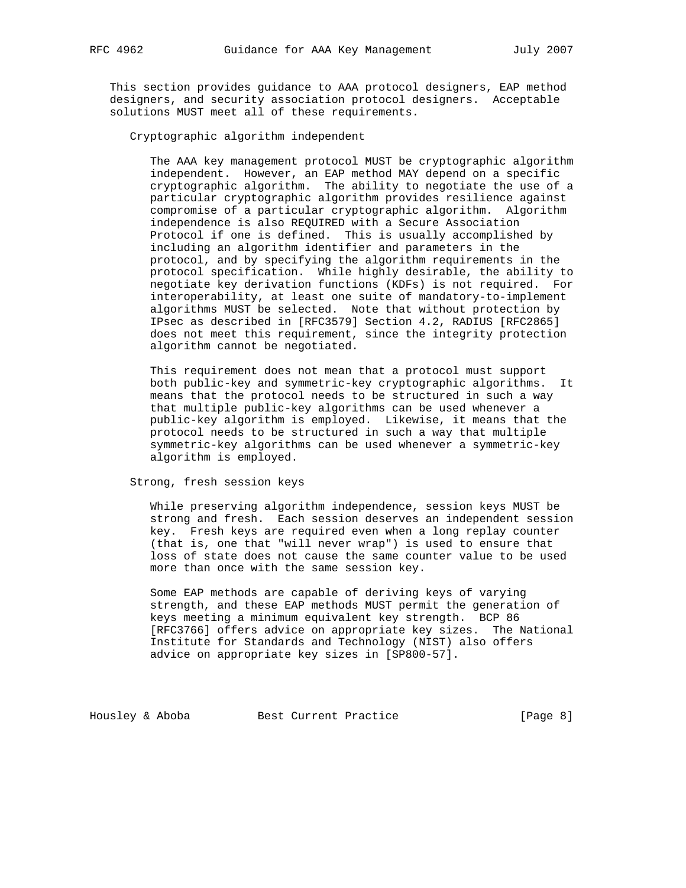This section provides guidance to AAA protocol designers, EAP method designers, and security association protocol designers. Acceptable solutions MUST meet all of these requirements.

### Cryptographic algorithm independent

The AAA key management protocol MUST be cryptographic algorithm independent. However, an EAP method MAY depend on a specific cryptographic algorithm. The ability to negotiate the use of a particular cryptographic algorithm provides resilience against compromise of a particular cryptographic algorithm. Algorithm independence is also REQUIRED with a Secure Association Protocol if one is defined. This is usually accomplished by including an algorithm identifier and parameters in the protocol, and by specifying the algorithm requirements in the protocol specification. While highly desirable, the ability to negotiate key derivation functions (KDFs) is not required. For interoperability, at least one suite of mandatory-to-implement algorithms MUST be selected. Note that without protection by IPsec as described in [RFC3579] Section 4.2, RADIUS [RFC2865] does not meet this requirement, since the integrity protection algorithm cannot be negotiated.

This requirement does not mean that a protocol must support both public-key and symmetric-key cryptographic algorithms. It means that the protocol needs to be structured in such a way that multiple public-key algorithms can be used whenever a public-key algorithm is employed. Likewise, it means that the protocol needs to be structured in such a way that multiple symmetric-key algorithms can be used whenever a symmetric-key algorithm is employed.

### Strong, fresh session keys

While preserving algorithm independence, session keys MUST be strong and fresh. Each session deserves an independent session key. Fresh keys are required even when a long replay counter (that is, one that "will never wrap") is used to ensure that loss of state does not cause the same counter value to be used more than once with the same session key.

Some EAP methods are capable of deriving keys of varying strength, and these EAP methods MUST permit the generation of keys meeting a minimum equivalent key strength. BCP 86 [RFC3766] offers advice on appropriate key sizes. The National Institute for Standards and Technology (NIST) also offers advice on appropriate key sizes in [SP800-57].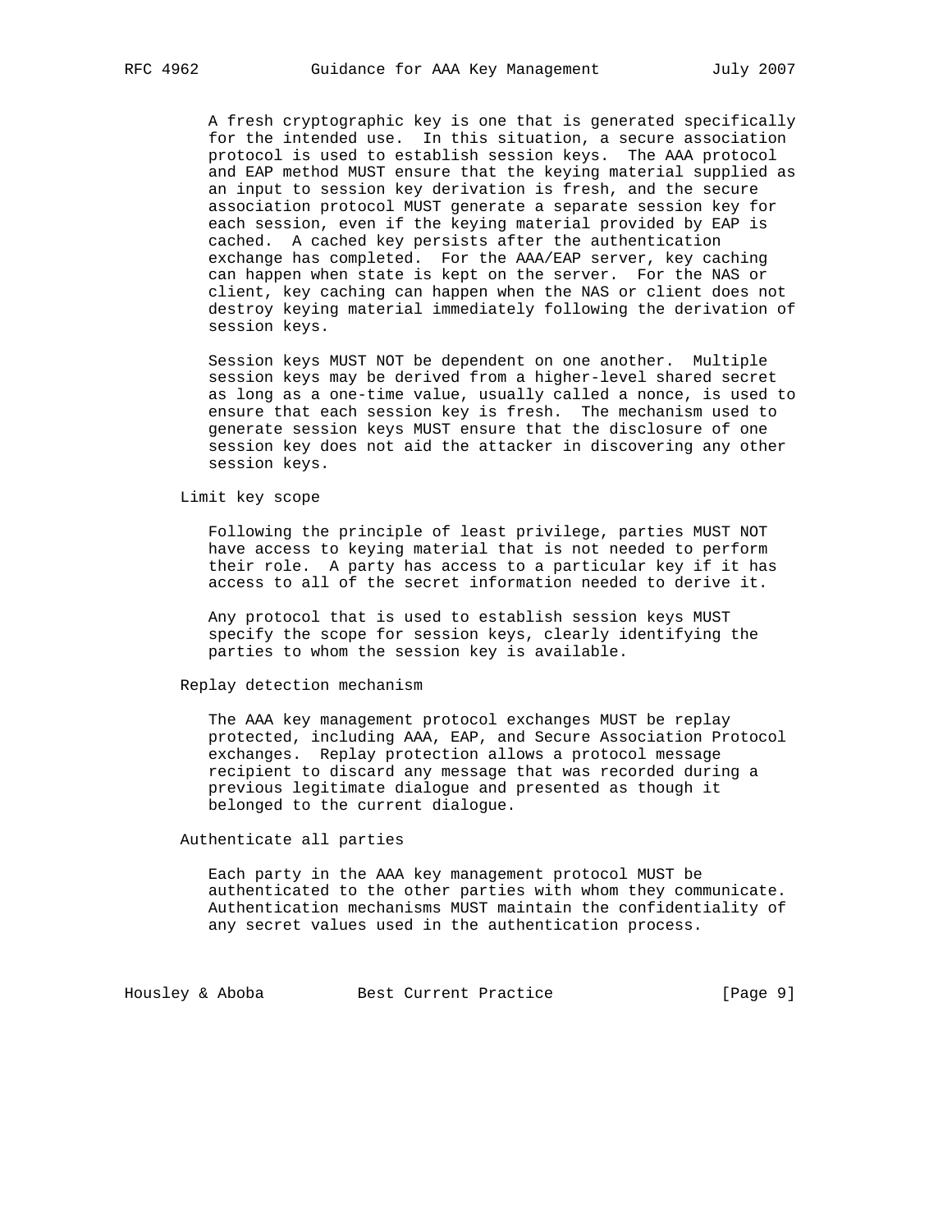A fresh cryptographic key is one that is generated specifically for the intended use. In this situation, a secure association protocol is used to establish session keys. The AAA protocol and EAP method MUST ensure that the keying material supplied as an input to session key derivation is fresh, and the secure association protocol MUST generate a separate session key for each session, even if the keying material provided by EAP is cached. A cached key persists after the authentication exchange has completed. For the AAA/EAP server, key caching can happen when state is kept on the server. For the NAS or client, key caching can happen when the NAS or client does not destroy keying material immediately following the derivation of session keys.

Session keys MUST NOT be dependent on one another. Multiple session keys may be derived from a higher-level shared secret as long as a one-time value, usually called a nonce, is used to ensure that each session key is fresh. The mechanism used to generate session keys MUST ensure that the disclosure of one session key does not aid the attacker in discovering any other session keys.

Limit key scope

Following the principle of least privilege, parties MUST NOT have access to keying material that is not needed to perform their role. A party has access to a particular key if it has access to all of the secret information needed to derive it.

Any protocol that is used to establish session keys MUST specify the scope for session keys, clearly identifying the parties to whom the session key is available.

Replay detection mechanism

The AAA key management protocol exchanges MUST be replay protected, including AAA, EAP, and Secure Association Protocol exchanges. Replay protection allows a protocol message recipient to discard any message that was recorded during a previous legitimate dialogue and presented as though it belonged to the current dialogue.

Authenticate all parties

Each party in the AAA key management protocol MUST be authenticated to the other parties with whom they communicate. Authentication mechanisms MUST maintain the confidentiality of any secret values used in the authentication process.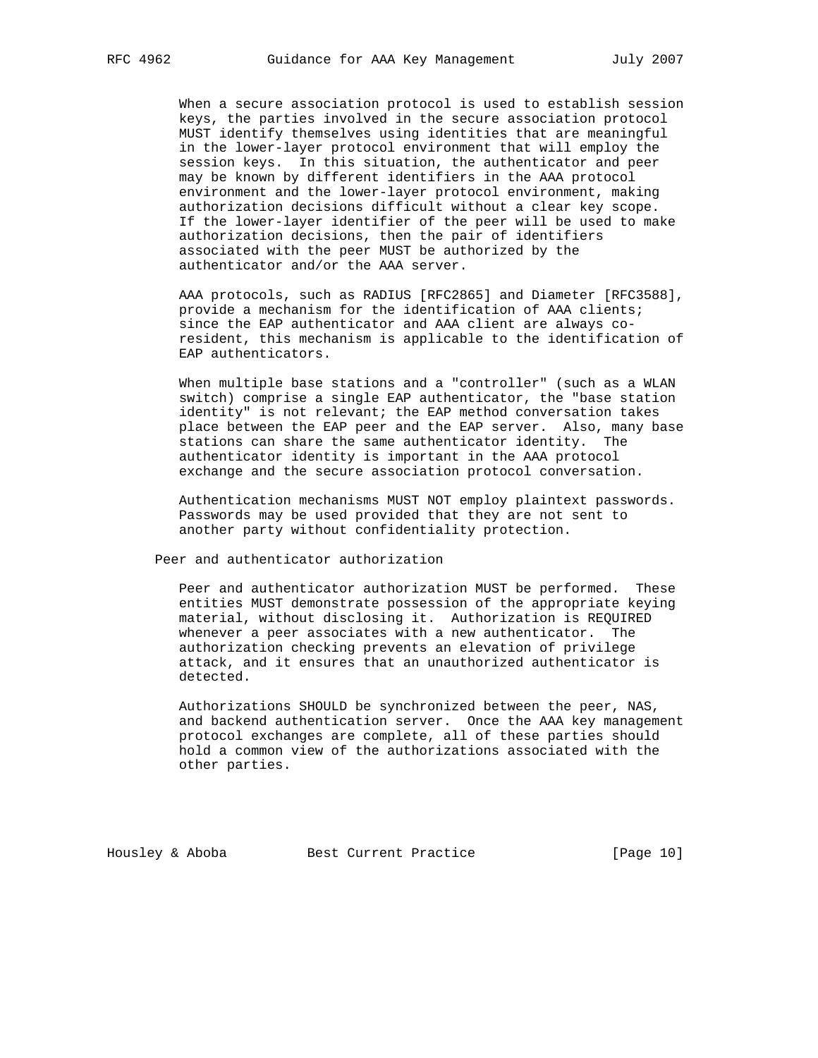When a secure association protocol is used to establish session keys, the parties involved in the secure association protocol MUST identify themselves using identities that are meaningful in the lower-layer protocol environment that will employ the session keys. In this situation, the authenticator and peer may be known by different identifiers in the AAA protocol environment and the lower-layer protocol environment, making authorization decisions difficult without a clear key scope. If the lower-layer identifier of the peer will be used to make authorization decisions, then the pair of identifiers associated with the peer MUST be authorized by the authenticator and/or the AAA server.

AAA protocols, such as RADIUS [RFC2865] and Diameter [RFC3588], provide a mechanism for the identification of AAA clients; since the EAP authenticator and AAA client are always co-resident, this mechanism is applicable to the identification of EAP authenticators.

When multiple base stations and a "controller" (such as a WLAN switch) comprise a single EAP authenticator, the "base station identity" is not relevant; the EAP method conversation takes place between the EAP peer and the EAP server. Also, many base stations can share the same authenticator identity. The authenticator identity is important in the AAA protocol exchange and the secure association protocol conversation.

Authentication mechanisms MUST NOT employ plaintext passwords. Passwords may be used provided that they are not sent to another party without confidentiality protection.

Peer and authenticator authorization

Peer and authenticator authorization MUST be performed. These entities MUST demonstrate possession of the appropriate keying material, without disclosing it. Authorization is REQUIRED whenever a peer associates with a new authenticator. The authorization checking prevents an elevation of privilege attack, and it ensures that an unauthorized authenticator is detected.

Authorizations SHOULD be synchronized between the peer, NAS, and backend authentication server. Once the AAA key management protocol exchanges are complete, all of these parties should hold a common view of the authorizations associated with the other parties.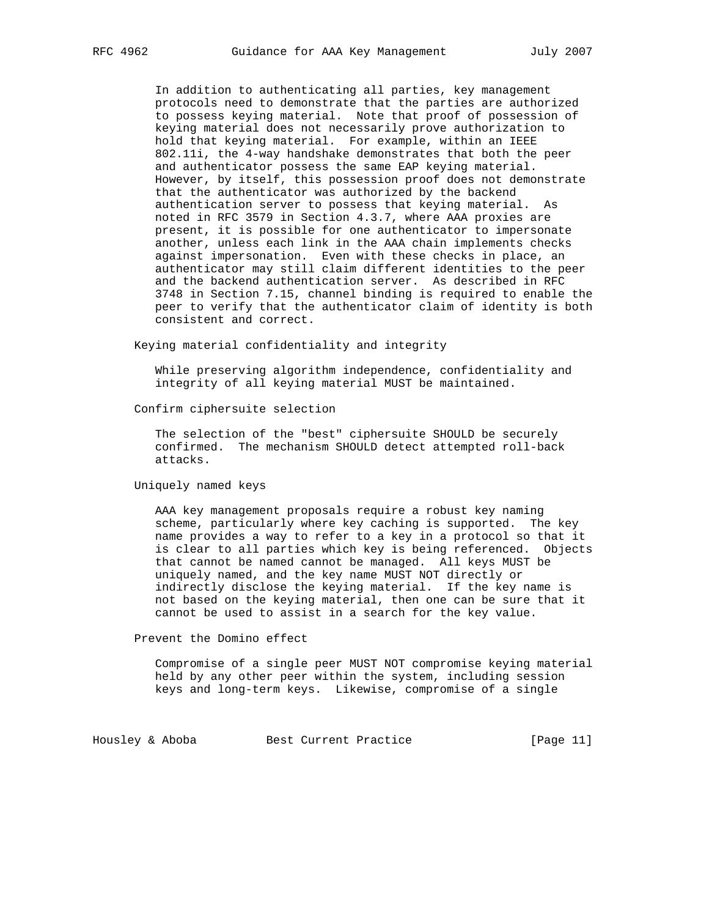In addition to authenticating all parties, key management protocols need to demonstrate that the parties are authorized to possess keying material. Note that proof of possession of keying material does not necessarily prove authorization to hold that keying material. For example, within an IEEE 802.11i, the 4-way handshake demonstrates that both the peer and authenticator possess the same EAP keying material. However, by itself, this possession proof does not demonstrate that the authenticator was authorized by the backend authentication server to possess that keying material. As noted in RFC 3579 in Section 4.3.7, where AAA proxies are present, it is possible for one authenticator to impersonate another, unless each link in the AAA chain implements checks against impersonation. Even with these checks in place, an authenticator may still claim different identities to the peer and the backend authentication server. As described in RFC 3748 in Section 7.15, channel binding is required to enable the peer to verify that the authenticator claim of identity is both consistent and correct.

Keying material confidentiality and integrity

While preserving algorithm independence, confidentiality and integrity of all keying material MUST be maintained.

Confirm ciphersuite selection

The selection of the "best" ciphersuite SHOULD be securely confirmed. The mechanism SHOULD detect attempted roll-back attacks.

Uniquely named keys

AAA key management proposals require a robust key naming scheme, particularly where key caching is supported. The key name provides a way to refer to a key in a protocol so that it is clear to all parties which key is being referenced. Objects that cannot be named cannot be managed. All keys MUST be uniquely named, and the key name MUST NOT directly or indirectly disclose the keying material. If the key name is not based on the keying material, then one can be sure that it cannot be used to assist in a search for the key value.

Prevent the Domino effect

Compromise of a single peer MUST NOT compromise keying material held by any other peer within the system, including session keys and long-term keys. Likewise, compromise of a single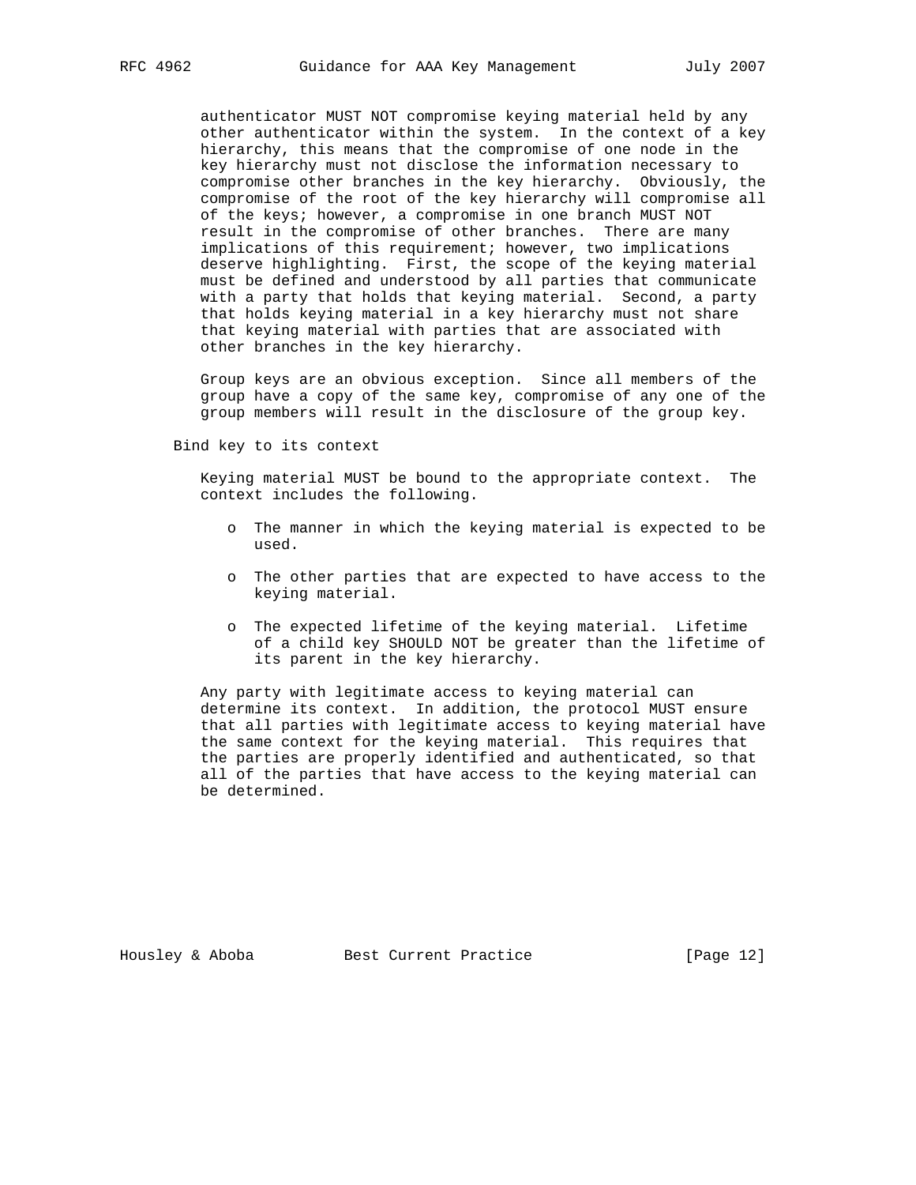authenticator MUST NOT compromise keying material held by any other authenticator within the system. In the context of a key hierarchy, this means that the compromise of one node in the key hierarchy must not disclose the information necessary to compromise other branches in the key hierarchy. Obviously, the compromise of the root of the key hierarchy will compromise all of the keys; however, a compromise in one branch MUST NOT result in the compromise of other branches. There are many implications of this requirement; however, two implications deserve highlighting. First, the scope of the keying material must be defined and understood by all parties that communicate with a party that holds that keying material. Second, a party that holds keying material in a key hierarchy must not share that keying material with parties that are associated with other branches in the key hierarchy.

Group keys are an obvious exception. Since all members of the group have a copy of the same key, compromise of any one of the group members will result in the disclosure of the group key.

Bind key to its context

Keying material MUST be bound to the appropriate context. The context includes the following.

- The manner in which the keying material is expected to be used.
- The other parties that are expected to have access to the keying material.
- The expected lifetime of the keying material. Lifetime of a child key SHOULD NOT be greater than the lifetime of its parent in the key hierarchy.

Any party with legitimate access to keying material can determine its context. In addition, the protocol MUST ensure that all parties with legitimate access to keying material have the same context for the keying material. This requires that the parties are properly identified and authenticated, so that all of the parties that have access to the keying material can be determined.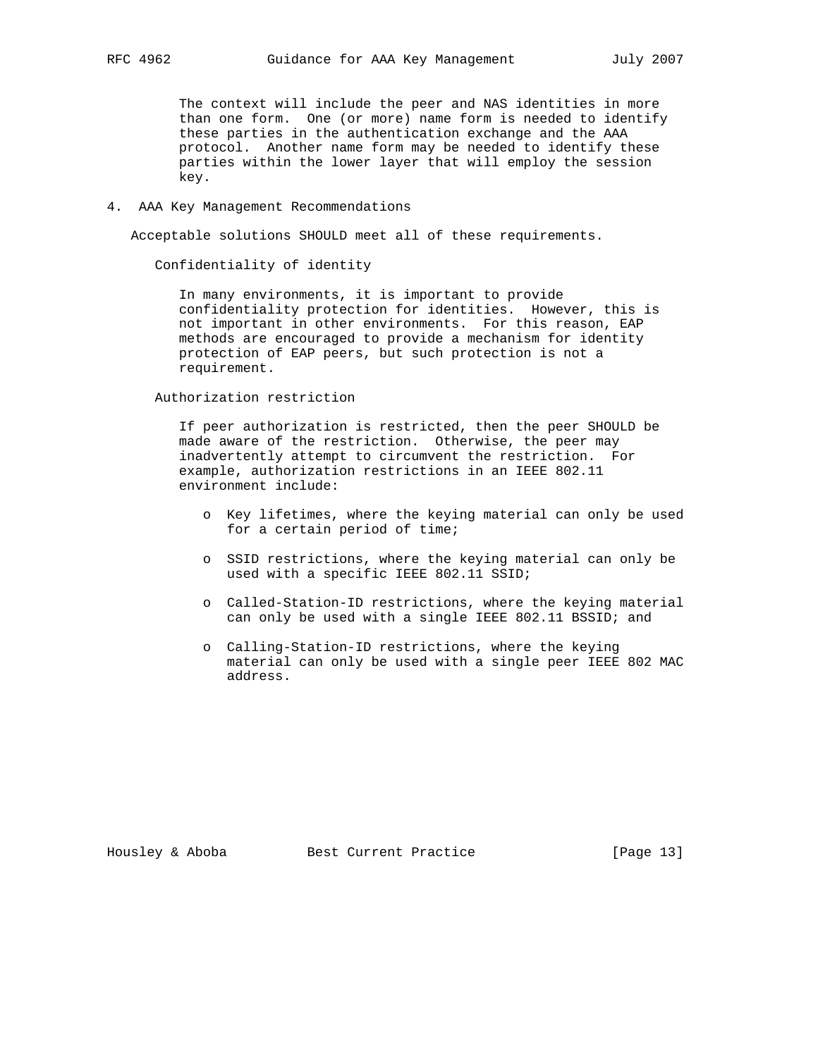The context will include the peer and NAS identities in more than one form. One (or more) name form is needed to identify these parties in the authentication exchange and the AAA protocol. Another name form may be needed to identify these parties within the lower layer that will employ the session key.

## 4. AAA Key Management Recommendations

Acceptable solutions SHOULD meet all of these requirements.

### Confidentiality of identity

In many environments, it is important to provide confidentiality protection for identities. However, this is not important in other environments. For this reason, EAP methods are encouraged to provide a mechanism for identity protection of EAP peers, but such protection is not a requirement.

### Authorization restriction

If peer authorization is restricted, then the peer SHOULD be made aware of the restriction. Otherwise, the peer may inadvertently attempt to circumvent the restriction. For example, authorization restrictions in an IEEE 802.11 environment include:

- Key lifetimes, where the keying material can only be used for a certain period of time;
- SSID restrictions, where the keying material can only be used with a specific IEEE 802.11 SSID;
- Called-Station-ID restrictions, where the keying material can only be used with a single IEEE 802.11 BSSID; and
- Calling-Station-ID restrictions, where the keying material can only be used with a single peer IEEE 802 MAC address.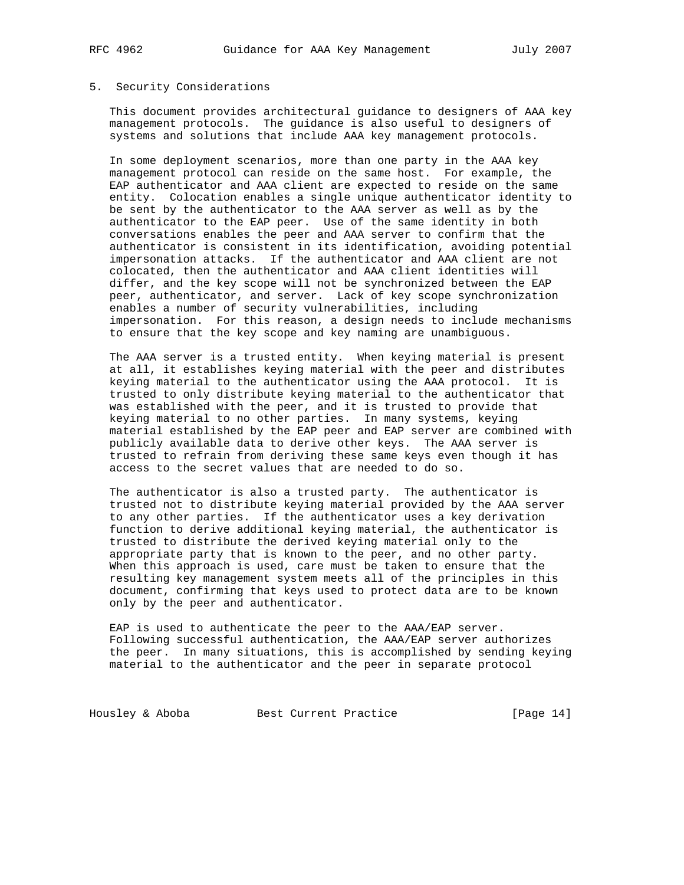## 5. Security Considerations

This document provides architectural guidance to designers of AAA key management protocols. The guidance is also useful to designers of systems and solutions that include AAA key management protocols.

In some deployment scenarios, more than one party in the AAA key management protocol can reside on the same host. For example, the EAP authenticator and AAA client are expected to reside on the same entity. Colocation enables a single unique authenticator identity to be sent by the authenticator to the AAA server as well as by the authenticator to the EAP peer. Use of the same identity in both conversations enables the peer and AAA server to confirm that the authenticator is consistent in its identification, avoiding potential impersonation attacks. If the authenticator and AAA client are not colocated, then the authenticator and AAA client identities will differ, and the key scope will not be synchronized between the EAP peer, authenticator, and server. Lack of key scope synchronization enables a number of security vulnerabilities, including impersonation. For this reason, a design needs to include mechanisms to ensure that the key scope and key naming are unambiguous.

The AAA server is a trusted entity. When keying material is present at all, it establishes keying material with the peer and distributes keying material to the authenticator using the AAA protocol. It is trusted to only distribute keying material to the authenticator that was established with the peer, and it is trusted to provide that keying material to no other parties. In many systems, keying material established by the EAP peer and EAP server are combined with publicly available data to derive other keys. The AAA server is trusted to refrain from deriving these same keys even though it has access to the secret values that are needed to do so.

The authenticator is also a trusted party. The authenticator is trusted not to distribute keying material provided by the AAA server to any other parties. If the authenticator uses a key derivation function to derive additional keying material, the authenticator is trusted to distribute the derived keying material only to the appropriate party that is known to the peer, and no other party. When this approach is used, care must be taken to ensure that the resulting key management system meets all of the principles in this document, confirming that keys used to protect data are to be known only by the peer and authenticator.

EAP is used to authenticate the peer to the AAA/EAP server. Following successful authentication, the AAA/EAP server authorizes the peer. In many situations, this is accomplished by sending keying material to the authenticator and the peer in separate protocol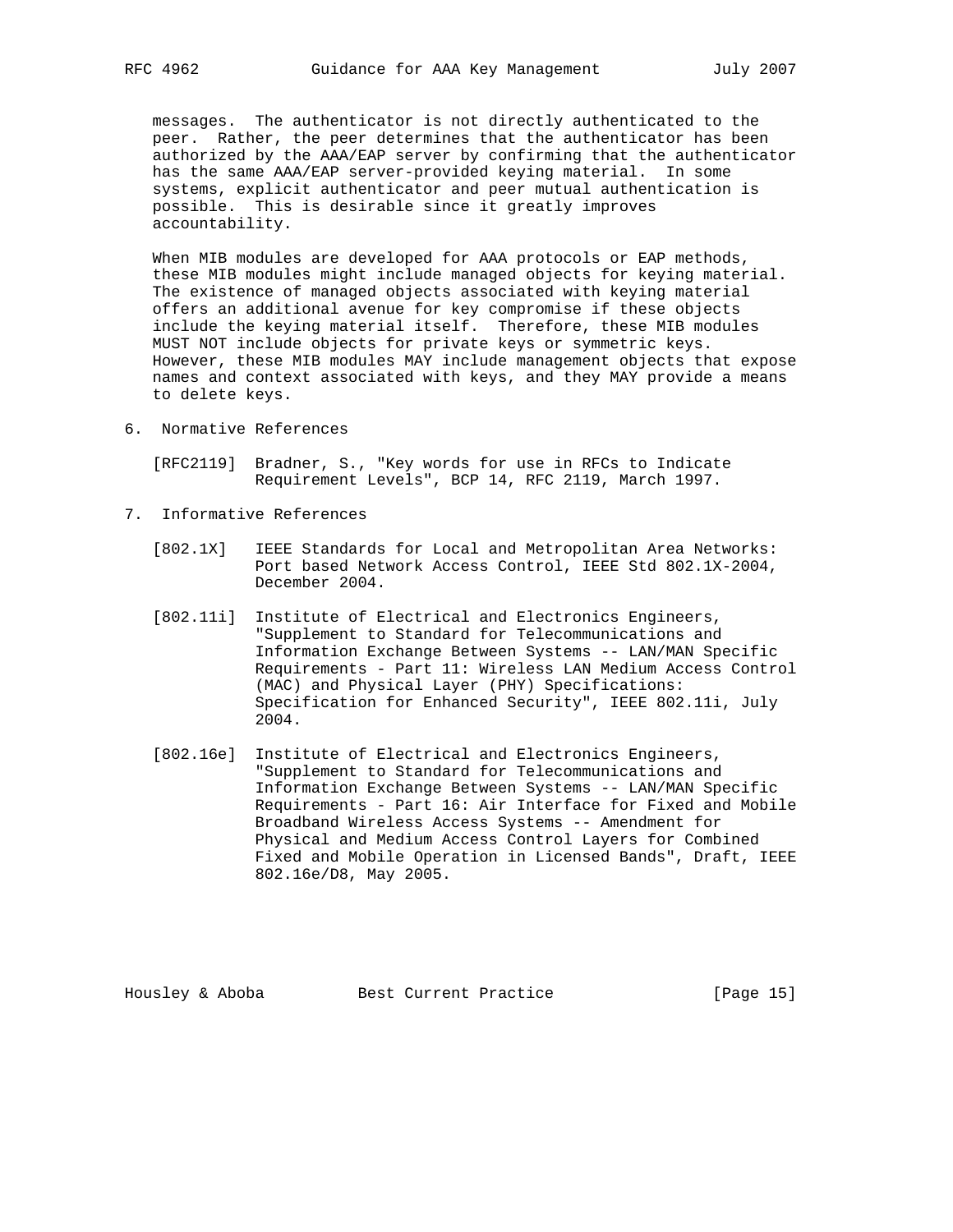messages. The authenticator is not directly authenticated to the peer. Rather, the peer determines that the authenticator has been authorized by the AAA/EAP server by confirming that the authenticator has the same AAA/EAP server-provided keying material. In some systems, explicit authenticator and peer mutual authentication is possible. This is desirable since it greatly improves accountability.

When MIB modules are developed for AAA protocols or EAP methods, these MIB modules might include managed objects for keying material. The existence of managed objects associated with keying material offers an additional avenue for key compromise if these objects include the keying material itself. Therefore, these MIB modules MUST NOT include objects for private keys or symmetric keys. However, these MIB modules MAY include management objects that expose names and context associated with keys, and they MAY provide a means to delete keys.

## 6. Normative References

[RFC2119] Bradner, S., "Key words for use in RFCs to Indicate Requirement Levels", BCP 14, RFC 2119, March 1997.

## 7. Informative References

[802.1X] IEEE Standards for Local and Metropolitan Area Networks: Port based Network Access Control, IEEE Std 802.1X-2004, December 2004.

[802.11i] Institute of Electrical and Electronics Engineers, "Supplement to Standard for Telecommunications and Information Exchange Between Systems -- LAN/MAN Specific Requirements - Part 11: Wireless LAN Medium Access Control (MAC) and Physical Layer (PHY) Specifications: Specification for Enhanced Security", IEEE 802.11i, July 2004.

[802.16e] Institute of Electrical and Electronics Engineers, "Supplement to Standard for Telecommunications and Information Exchange Between Systems -- LAN/MAN Specific Requirements - Part 16: Air Interface for Fixed and Mobile Broadband Wireless Access Systems -- Amendment for Physical and Medium Access Control Layers for Combined Fixed and Mobile Operation in Licensed Bands", Draft, IEEE 802.16e/D8, May 2005.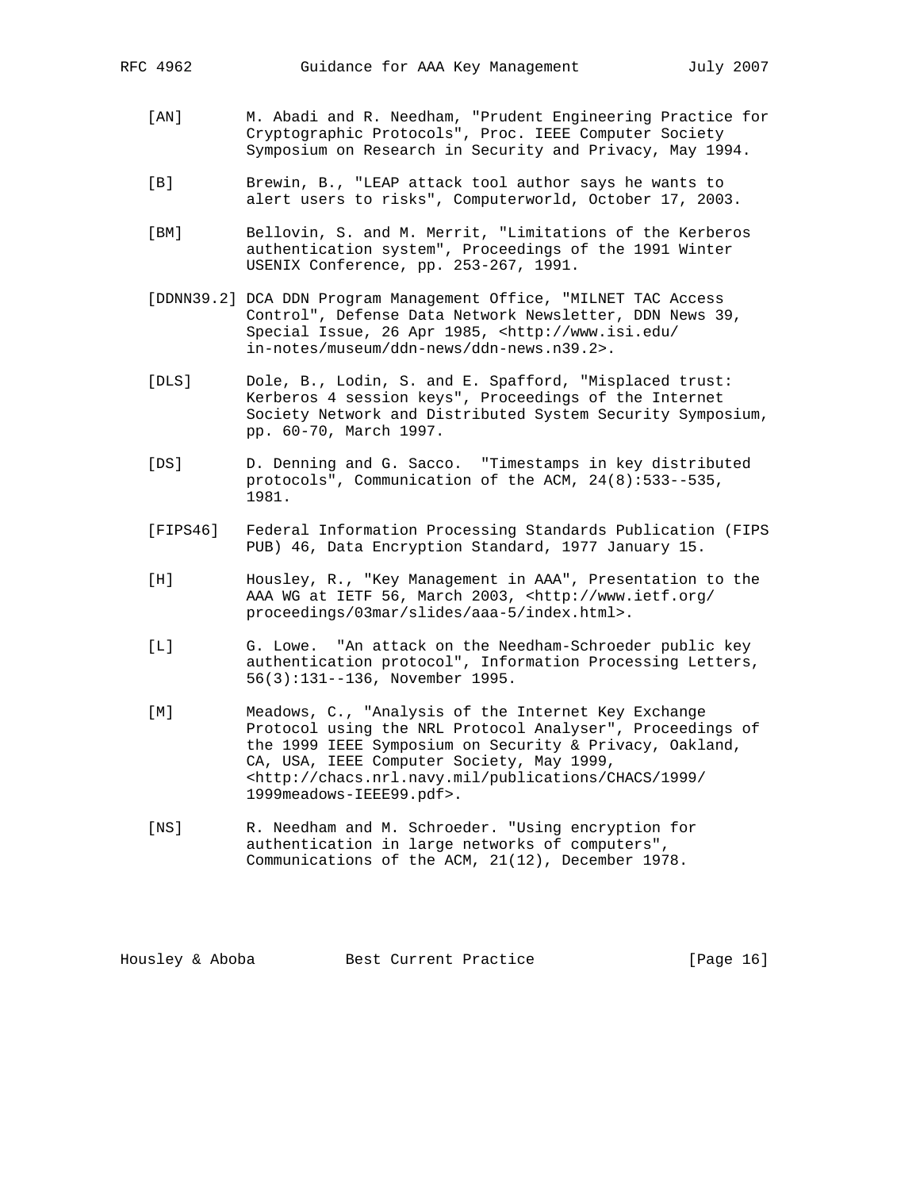[AN] M. Abadi and R. Needham, "Prudent Engineering Practice for Cryptographic Protocols", Proc. IEEE Computer Society Symposium on Research in Security and Privacy, May 1994.

[B] Brewin, B., "LEAP attack tool author says he wants to alert users to risks", Computerworld, October 17, 2003.

[BM] Bellovin, S. and M. Merrit, "Limitations of the Kerberos authentication system", Proceedings of the 1991 Winter USENIX Conference, pp. 253-267, 1991.

[DDNN39.2] DCA DDN Program Management Office, "MILNET TAC Access Control", Defense Data Network Newsletter, DDN News 39, Special Issue, 26 Apr 1985, <http://www.isi.edu/in-notes/museum/ddn-news/ddn-news.n39.2>.

[DLS] Dole, B., Lodin, S. and E. Spafford, "Misplaced trust: Kerberos 4 session keys", Proceedings of the Internet Society Network and Distributed System Security Symposium, pp. 60-70, March 1997.

[DS] D. Denning and G. Sacco. "Timestamps in key distributed protocols", Communication of the ACM, 24(8):533--535, 1981.

[FIPS46] Federal Information Processing Standards Publication (FIPS PUB) 46, Data Encryption Standard, 1977 January 15.

[H] Housley, R., "Key Management in AAA", Presentation to the AAA WG at IETF 56, March 2003, <http://www.ietf.org/proceedings/03mar/slides/aaa-5/index.html>.

[L] G. Lowe. "An attack on the Needham-Schroeder public key authentication protocol", Information Processing Letters, 56(3):131--136, November 1995.

[M] Meadows, C., "Analysis of the Internet Key Exchange Protocol using the NRL Protocol Analyser", Proceedings of the 1999 IEEE Symposium on Security & Privacy, Oakland, CA, USA, IEEE Computer Society, May 1999, <http://chacs.nrl.navy.mil/publications/CHACS/1999/1999meadows-IEEE99.pdf>.

[NS] R. Needham and M. Schroeder. "Using encryption for authentication in large networks of computers", Communications of the ACM, 21(12), December 1978.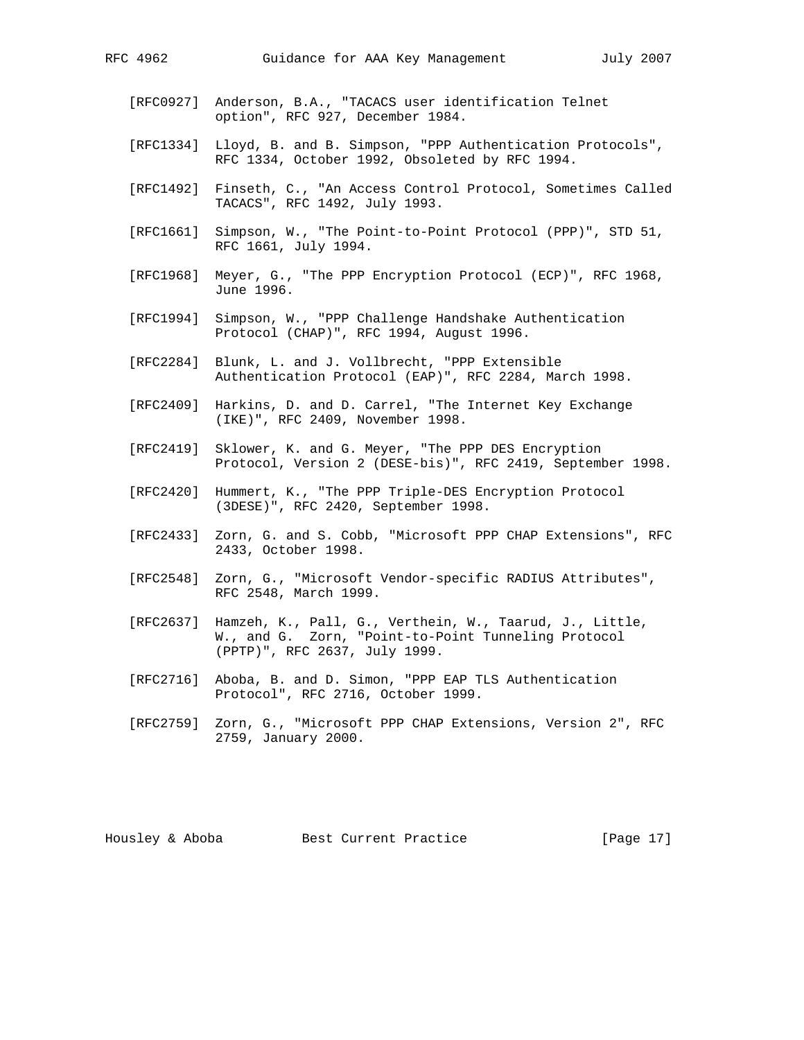[RFC0927] Anderson, B.A., "TACACS user identification Telnet option", RFC 927, December 1984.

[RFC1334] Lloyd, B. and B. Simpson, "PPP Authentication Protocols", RFC 1334, October 1992, Obsoleted by RFC 1994.

[RFC1492] Finseth, C., "An Access Control Protocol, Sometimes Called TACACS", RFC 1492, July 1993.

[RFC1661] Simpson, W., "The Point-to-Point Protocol (PPP)", STD 51, RFC 1661, July 1994.

[RFC1968] Meyer, G., "The PPP Encryption Protocol (ECP)", RFC 1968, June 1996.

[RFC1994] Simpson, W., "PPP Challenge Handshake Authentication Protocol (CHAP)", RFC 1994, August 1996.

[RFC2284] Blunk, L. and J. Vollbrecht, "PPP Extensible Authentication Protocol (EAP)", RFC 2284, March 1998.

[RFC2409] Harkins, D. and D. Carrel, "The Internet Key Exchange (IKE)", RFC 2409, November 1998.

[RFC2419] Sklower, K. and G. Meyer, "The PPP DES Encryption Protocol, Version 2 (DESE-bis)", RFC 2419, September 1998.

[RFC2420] Hummert, K., "The PPP Triple-DES Encryption Protocol (3DESE)", RFC 2420, September 1998.

[RFC2433] Zorn, G. and S. Cobb, "Microsoft PPP CHAP Extensions", RFC 2433, October 1998.

[RFC2548] Zorn, G., "Microsoft Vendor-specific RADIUS Attributes", RFC 2548, March 1999.

[RFC2637] Hamzeh, K., Pall, G., Verthein, W., Taarud, J., Little, W., and G. Zorn, "Point-to-Point Tunneling Protocol (PPTP)", RFC 2637, July 1999.

[RFC2716] Aboba, B. and D. Simon, "PPP EAP TLS Authentication Protocol", RFC 2716, October 1999.

[RFC2759] Zorn, G., "Microsoft PPP CHAP Extensions, Version 2", RFC 2759, January 2000.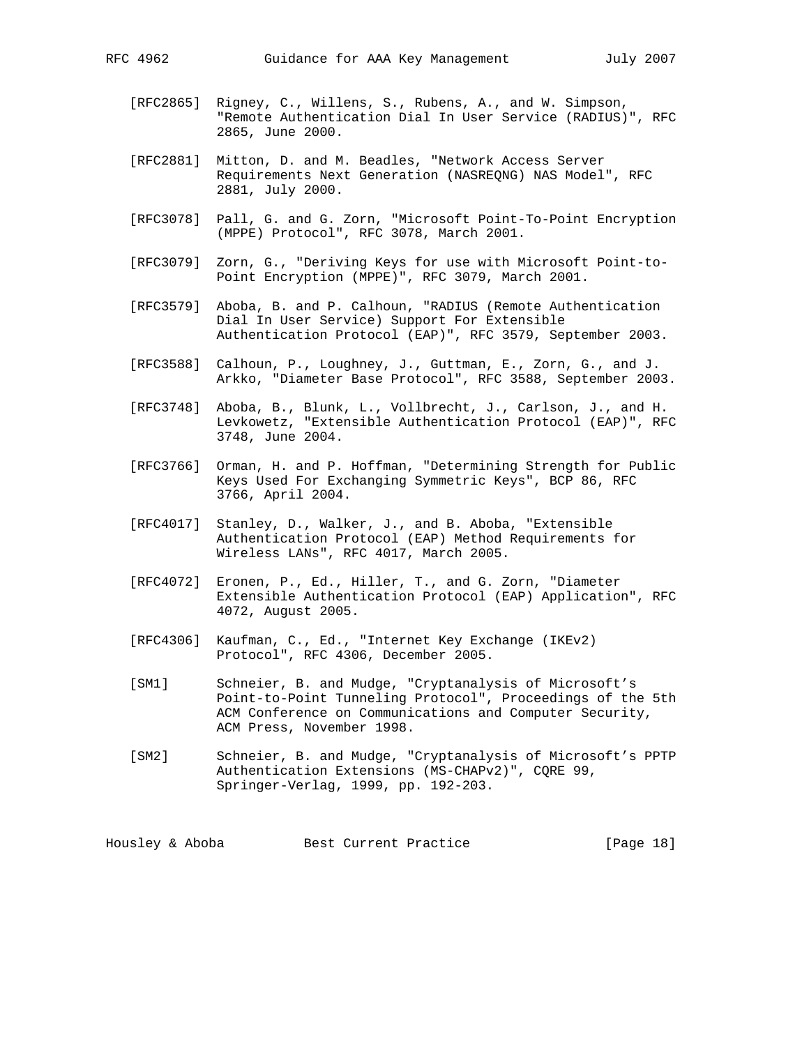[RFC2865] Rigney, C., Willens, S., Rubens, A., and W. Simpson, "Remote Authentication Dial In User Service (RADIUS)", RFC 2865, June 2000.

[RFC2881] Mitton, D. and M. Beadles, "Network Access Server Requirements Next Generation (NASREQNG) NAS Model", RFC 2881, July 2000.

[RFC3078] Pall, G. and G. Zorn, "Microsoft Point-To-Point Encryption (MPPE) Protocol", RFC 3078, March 2001.

[RFC3079] Zorn, G., "Deriving Keys for use with Microsoft Point-to-Point Encryption (MPPE)", RFC 3079, March 2001.

[RFC3579] Aboba, B. and P. Calhoun, "RADIUS (Remote Authentication Dial In User Service) Support For Extensible Authentication Protocol (EAP)", RFC 3579, September 2003.

[RFC3588] Calhoun, P., Loughney, J., Guttman, E., Zorn, G., and J. Arkko, "Diameter Base Protocol", RFC 3588, September 2003.

[RFC3748] Aboba, B., Blunk, L., Vollbrecht, J., Carlson, J., and H. Levkowetz, "Extensible Authentication Protocol (EAP)", RFC 3748, June 2004.

[RFC3766] Orman, H. and P. Hoffman, "Determining Strength for Public Keys Used For Exchanging Symmetric Keys", BCP 86, RFC 3766, April 2004.

[RFC4017] Stanley, D., Walker, J., and B. Aboba, "Extensible Authentication Protocol (EAP) Method Requirements for Wireless LANs", RFC 4017, March 2005.

[RFC4072] Eronen, P., Ed., Hiller, T., and G. Zorn, "Diameter Extensible Authentication Protocol (EAP) Application", RFC 4072, August 2005.

[RFC4306] Kaufman, C., Ed., "Internet Key Exchange (IKEv2) Protocol", RFC 4306, December 2005.

[SM1] Schneier, B. and Mudge, "Cryptanalysis of Microsoft's Point-to-Point Tunneling Protocol", Proceedings of the 5th ACM Conference on Communications and Computer Security, ACM Press, November 1998.

[SM2] Schneier, B. and Mudge, "Cryptanalysis of Microsoft's PPTP Authentication Extensions (MS-CHAPv2)", CQRE 99, Springer-Verlag, 1999, pp. 192-203.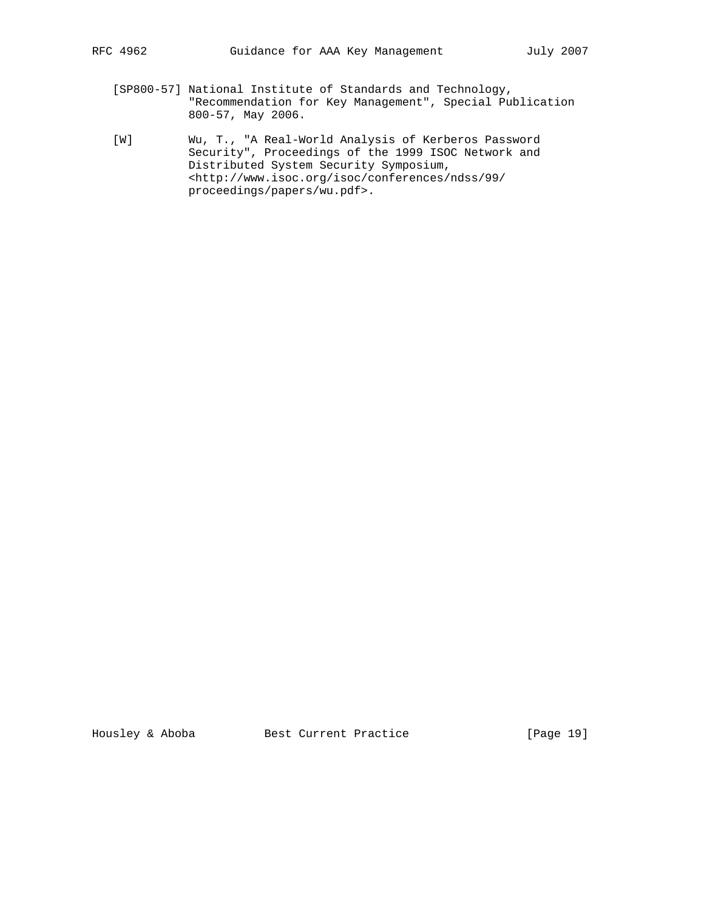[SP800-57] National Institute of Standards and Technology, "Recommendation for Key Management", Special Publication 800-57, May 2006.

[W] Wu, T., "A Real-World Analysis of Kerberos Password Security", Proceedings of the 1999 ISOC Network and Distributed System Security Symposium, <http://www.isoc.org/isoc/conferences/ndss/99/proceedings/papers/wu.pdf>.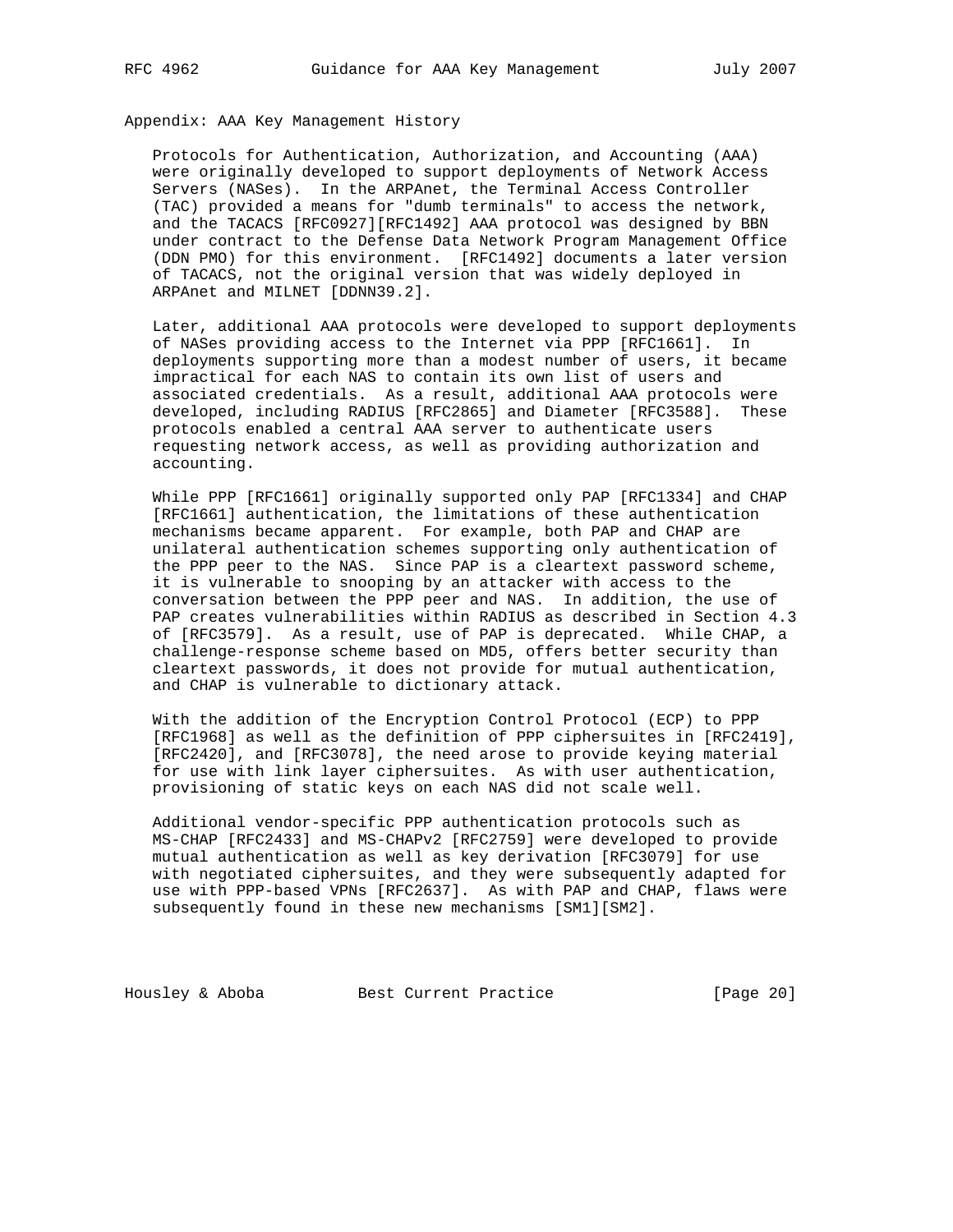## Appendix: AAA Key Management History

Protocols for Authentication, Authorization, and Accounting (AAA) were originally developed to support deployments of Network Access Servers (NASes). In the ARPAnet, the Terminal Access Controller (TAC) provided a means for "dumb terminals" to access the network, and the TACACS [RFC0927][RFC1492] AAA protocol was designed by BBN under contract to the Defense Data Network Program Management Office (DDN PMO) for this environment. [RFC1492] documents a later version of TACACS, not the original version that was widely deployed in ARPAnet and MILNET [DDNN39.2].

Later, additional AAA protocols were developed to support deployments of NASes providing access to the Internet via PPP [RFC1661]. In deployments supporting more than a modest number of users, it became impractical for each NAS to contain its own list of users and associated credentials. As a result, additional AAA protocols were developed, including RADIUS [RFC2865] and Diameter [RFC3588]. These protocols enabled a central AAA server to authenticate users requesting network access, as well as providing authorization and accounting.

While PPP [RFC1661] originally supported only PAP [RFC1334] and CHAP [RFC1661] authentication, the limitations of these authentication mechanisms became apparent. For example, both PAP and CHAP are unilateral authentication schemes supporting only authentication of the PPP peer to the NAS. Since PAP is a cleartext password scheme, it is vulnerable to snooping by an attacker with access to the conversation between the PPP peer and NAS. In addition, the use of PAP creates vulnerabilities within RADIUS as described in Section 4.3 of [RFC3579]. As a result, use of PAP is deprecated. While CHAP, a challenge-response scheme based on MD5, offers better security than cleartext passwords, it does not provide for mutual authentication, and CHAP is vulnerable to dictionary attack.

With the addition of the Encryption Control Protocol (ECP) to PPP [RFC1968] as well as the definition of PPP ciphersuites in [RFC2419], [RFC2420], and [RFC3078], the need arose to provide keying material for use with link layer ciphersuites. As with user authentication, provisioning of static keys on each NAS did not scale well.

Additional vendor-specific PPP authentication protocols such as MS-CHAP [RFC2433] and MS-CHAPv2 [RFC2759] were developed to provide mutual authentication as well as key derivation [RFC3079] for use with negotiated ciphersuites, and they were subsequently adapted for use with PPP-based VPNs [RFC2637]. As with PAP and CHAP, flaws were subsequently found in these new mechanisms [SM1][SM2].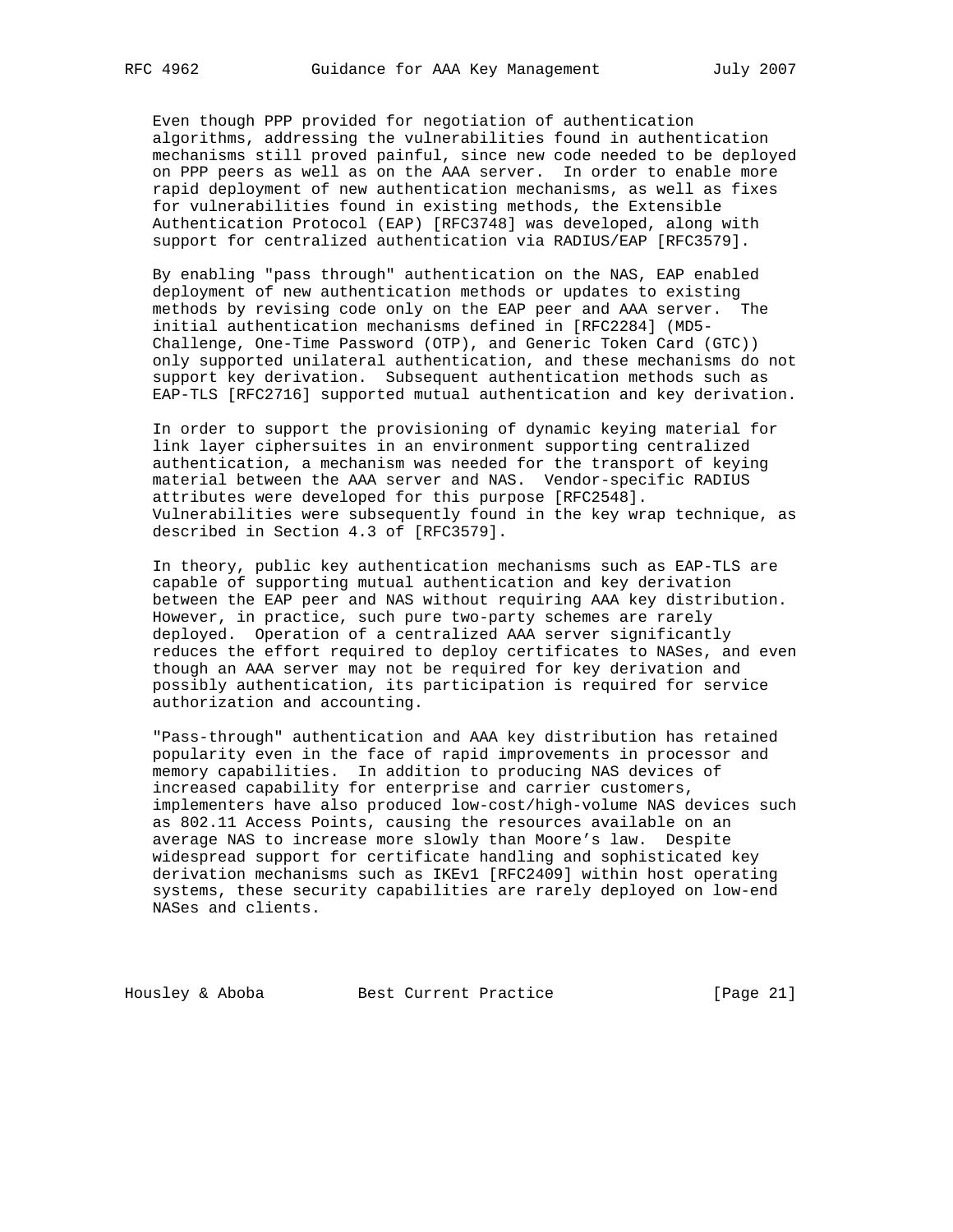Even though PPP provided for negotiation of authentication algorithms, addressing the vulnerabilities found in authentication mechanisms still proved painful, since new code needed to be deployed on PPP peers as well as on the AAA server. In order to enable more rapid deployment of new authentication mechanisms, as well as fixes for vulnerabilities found in existing methods, the Extensible Authentication Protocol (EAP) [RFC3748] was developed, along with support for centralized authentication via RADIUS/EAP [RFC3579].

By enabling "pass through" authentication on the NAS, EAP enabled deployment of new authentication methods or updates to existing methods by revising code only on the EAP peer and AAA server. The initial authentication mechanisms defined in [RFC2284] (MD5-Challenge, One-Time Password (OTP), and Generic Token Card (GTC)) only supported unilateral authentication, and these mechanisms do not support key derivation. Subsequent authentication methods such as EAP-TLS [RFC2716] supported mutual authentication and key derivation.

In order to support the provisioning of dynamic keying material for link layer ciphersuites in an environment supporting centralized authentication, a mechanism was needed for the transport of keying material between the AAA server and NAS. Vendor-specific RADIUS attributes were developed for this purpose [RFC2548]. Vulnerabilities were subsequently found in the key wrap technique, as described in Section 4.3 of [RFC3579].

In theory, public key authentication mechanisms such as EAP-TLS are capable of supporting mutual authentication and key derivation between the EAP peer and NAS without requiring AAA key distribution. However, in practice, such pure two-party schemes are rarely deployed. Operation of a centralized AAA server significantly reduces the effort required to deploy certificates to NASes, and even though an AAA server may not be required for key derivation and possibly authentication, its participation is required for service authorization and accounting.

"Pass-through" authentication and AAA key distribution has retained popularity even in the face of rapid improvements in processor and memory capabilities. In addition to producing NAS devices of increased capability for enterprise and carrier customers, implementers have also produced low-cost/high-volume NAS devices such as 802.11 Access Points, causing the resources available on an average NAS to increase more slowly than Moore's law. Despite widespread support for certificate handling and sophisticated key derivation mechanisms such as IKEv1 [RFC2409] within host operating systems, these security capabilities are rarely deployed on low-end NASes and clients.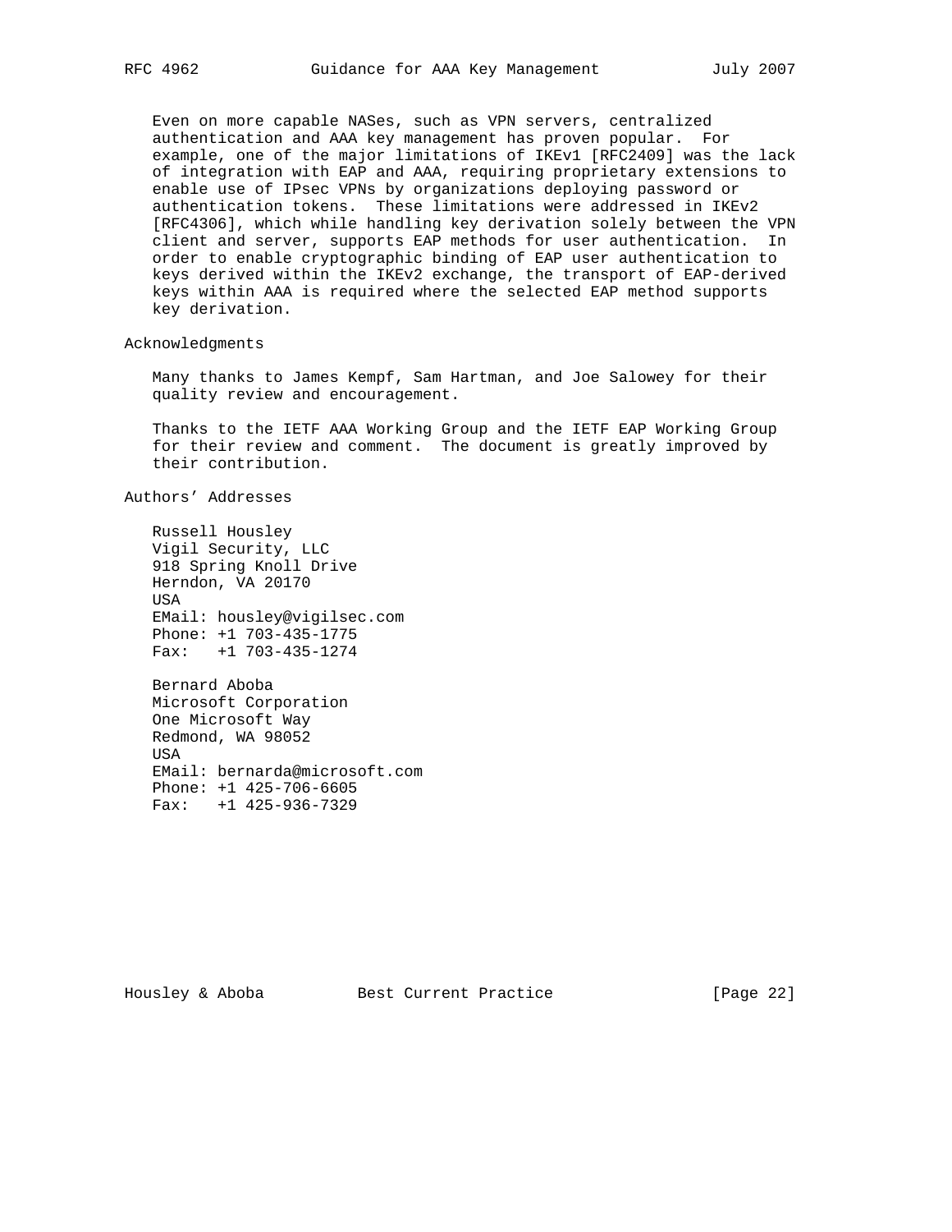Even on more capable NASes, such as VPN servers, centralized authentication and AAA key management has proven popular. For example, one of the major limitations of IKEv1 [RFC2409] was the lack of integration with EAP and AAA, requiring proprietary extensions to enable use of IPsec VPNs by organizations deploying password or authentication tokens. These limitations were addressed in IKEv2 [RFC4306], which while handling key derivation solely between the VPN client and server, supports EAP methods for user authentication. In order to enable cryptographic binding of EAP user authentication to keys derived within the IKEv2 exchange, the transport of EAP-derived keys within AAA is required where the selected EAP method supports key derivation.

## Acknowledgments

Many thanks to James Kempf, Sam Hartman, and Joe Salowey for their quality review and encouragement.

Thanks to the IETF AAA Working Group and the IETF EAP Working Group for their review and comment. The document is greatly improved by their contribution.

## Authors' Addresses

Russell Housley  
Vigil Security, LLC  
918 Spring Knoll Drive  
Herndon, VA 20170  
USA  
EMail: housley@vigilsec.com  
Phone: +1 703-435-1775  
Fax: +1 703-435-1274

Bernard Aboba  
Microsoft Corporation  
One Microsoft Way  
Redmond, WA 98052  
USA  
EMail: bernarda@microsoft.com  
Phone: +1 425-706-6605  
Fax: +1 425-936-7329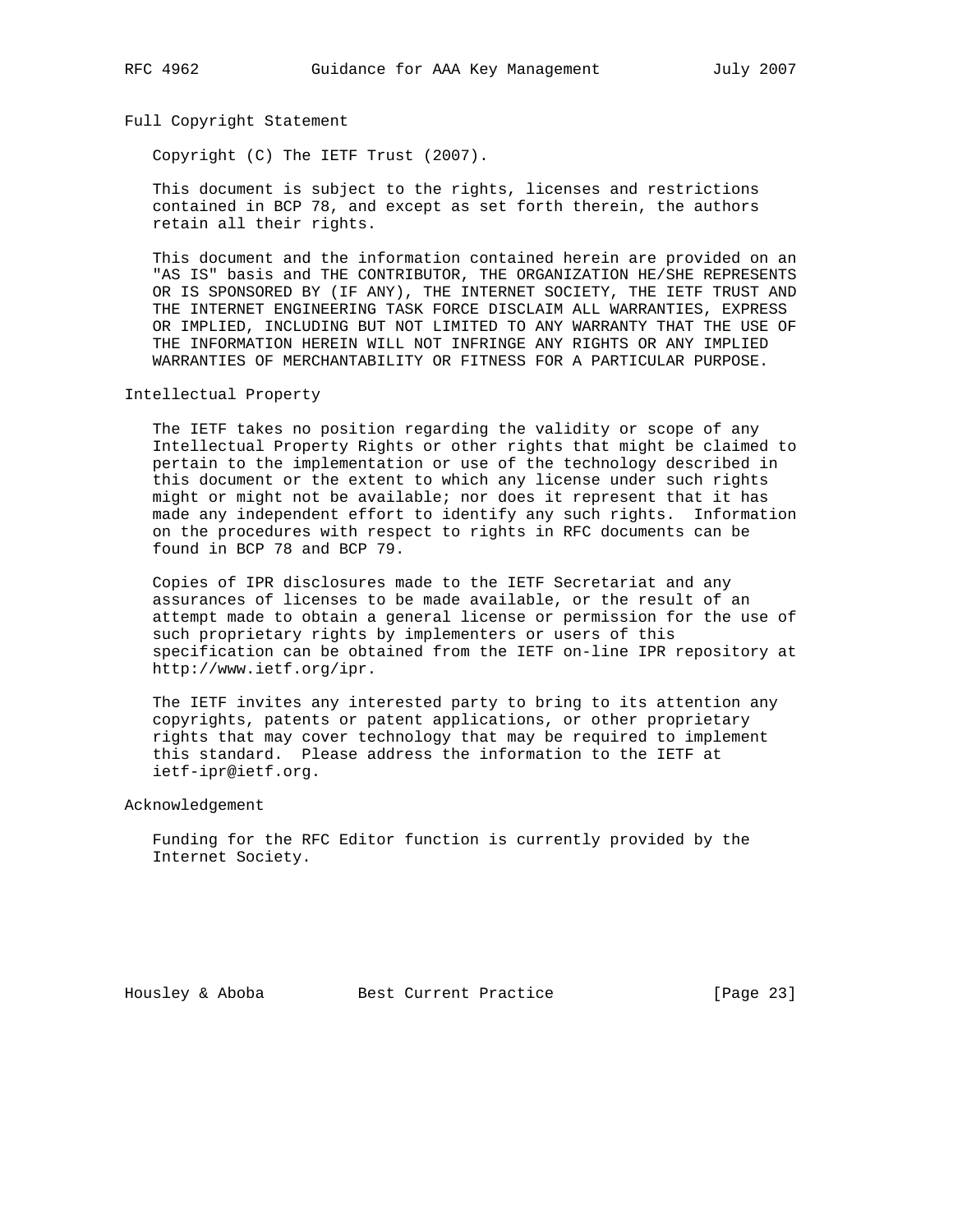## Full Copyright Statement

Copyright (C) The IETF Trust (2007).

This document is subject to the rights, licenses and restrictions contained in BCP 78, and except as set forth therein, the authors retain all their rights.

This document and the information contained herein are provided on an "AS IS" basis and THE CONTRIBUTOR, THE ORGANIZATION HE/SHE REPRESENTS OR IS SPONSORED BY (IF ANY), THE INTERNET SOCIETY, THE IETF TRUST AND THE INTERNET ENGINEERING TASK FORCE DISCLAIM ALL WARRANTIES, EXPRESS OR IMPLIED, INCLUDING BUT NOT LIMITED TO ANY WARRANTY THAT THE USE OF THE INFORMATION HEREIN WILL NOT INFRINGE ANY RIGHTS OR ANY IMPLIED WARRANTIES OF MERCHANTABILITY OR FITNESS FOR A PARTICULAR PURPOSE.

## Intellectual Property

The IETF takes no position regarding the validity or scope of any Intellectual Property Rights or other rights that might be claimed to pertain to the implementation or use of the technology described in this document or the extent to which any license under such rights might or might not be available; nor does it represent that it has made any independent effort to identify any such rights. Information on the procedures with respect to rights in RFC documents can be found in BCP 78 and BCP 79.

Copies of IPR disclosures made to the IETF Secretariat and any assurances of licenses to be made available, or the result of an attempt made to obtain a general license or permission for the use of such proprietary rights by implementers or users of this specification can be obtained from the IETF on-line IPR repository at http://www.ietf.org/ipr.

The IETF invites any interested party to bring to its attention any copyrights, patents or patent applications, or other proprietary rights that may cover technology that may be required to implement this standard. Please address the information to the IETF at ietf-ipr@ietf.org.

## Acknowledgement

Funding for the RFC Editor function is currently provided by the Internet Society.